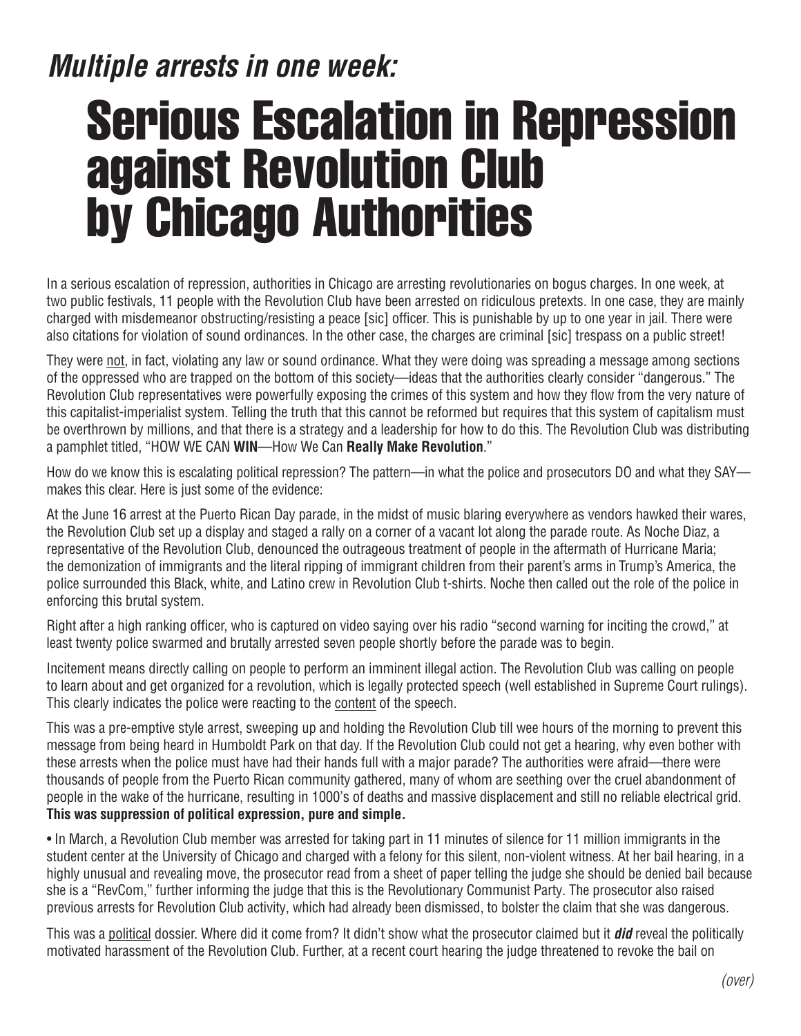*Multiple arrests in one week:*

# Serious Escalation in Repression against Revolution Club by Chicago Authorities

In a serious escalation of repression, authorities in Chicago are arresting revolutionaries on bogus charges. In one week, at two public festivals, 11 people with the Revolution Club have been arrested on ridiculous pretexts. In one case, they are mainly charged with misdemeanor obstructing/resisting a peace [sic] officer. This is punishable by up to one year in jail. There were also citations for violation of sound ordinances. In the other case, the charges are criminal [sic] trespass on a public street!

They were not, in fact, violating any law or sound ordinance. What they were doing was spreading a message among sections of the oppressed who are trapped on the bottom of this society—ideas that the authorities clearly consider "dangerous." The Revolution Club representatives were powerfully exposing the crimes of this system and how they flow from the very nature of this capitalist-imperialist system. Telling the truth that this cannot be reformed but requires that this system of capitalism must be overthrown by millions, and that there is a strategy and a leadership for how to do this. The Revolution Club was distributing a pamphlet titled, "HOW WE CAN **WIN**—How We Can **Really Make Revolution**."

How do we know this is escalating political repression? The pattern—in what the police and prosecutors DO and what they SAY—makes this clear. Here is just some of the evidence:

At the June 16 arrest at the Puerto Rican Day parade, in the midst of music blaring everywhere as vendors hawked their wares, the Revolution Club set up a display and staged a rally on a corner of a vacant lot along the parade route. As Noche Diaz, a representative of the Revolution Club, denounced the outrageous treatment of people in the aftermath of Hurricane Maria; the demonization of immigrants and the literal ripping of immigrant children from their parent's arms in Trump's America, the police surrounded this Black, white, and Latino crew in Revolution Club t-shirts. Noche then called out the role of the police in enforcing this brutal system.

Right after a high ranking officer, who is captured on video saying over his radio "second warning for inciting the crowd," at least twenty police swarmed and brutally arrested seven people shortly before the parade was to begin.

Incitement means directly calling on people to perform an imminent illegal action. The Revolution Club was calling on people to learn about and get organized for a revolution, which is legally protected speech (well established in Supreme Court rulings). This clearly indicates the police were reacting to the content of the speech.

This was a pre-emptive style arrest, sweeping up and holding the Revolution Club till wee hours of the morning to prevent this message from being heard in Humboldt Park on that day. If the Revolution Club could not get a hearing, why even bother with these arrests when the police must have had their hands full with a major parade? The authorities were afraid—there were thousands of people from the Puerto Rican community gathered, many of whom are seething over the cruel abandonment of people in the wake of the hurricane, resulting in 1000's of deaths and massive displacement and still no reliable electrical grid. **This was suppression of political expression, pure and simple.**

• In March, a Revolution Club member was arrested for taking part in 11 minutes of silence for 11 million immigrants in the student center at the University of Chicago and charged with a felony for this silent, non-violent witness. At her bail hearing, in a highly unusual and revealing move, the prosecutor read from a sheet of paper telling the judge she should be denied bail because she is a "RevCom," further informing the judge that this is the Revolutionary Communist Party. The prosecutor also raised previous arrests for Revolution Club activity, which had already been dismissed, to bolster the claim that she was dangerous.

This was a political dossier. Where did it come from? It didn't show what the prosecutor claimed but it ***did*** reveal the politically motivated harassment of the Revolution Club. Further, at a recent court hearing the judge threatened to revoke the bail on

*(over)*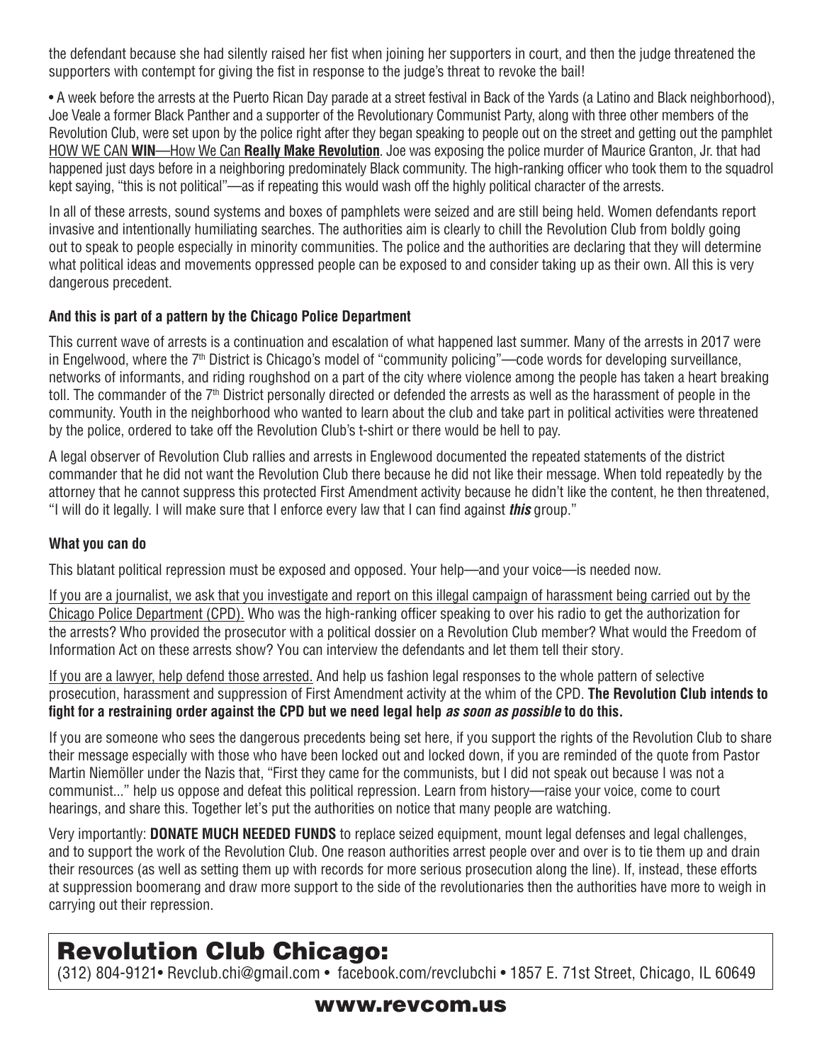the defendant because she had silently raised her fist when joining her supporters in court, and then the judge threatened the supporters with contempt for giving the fist in response to the judge's threat to revoke the bail!

• A week before the arrests at the Puerto Rican Day parade at a street festival in Back of the Yards (a Latino and Black neighborhood), Joe Veale a former Black Panther and a supporter of the Revolutionary Communist Party, along with three other members of the Revolution Club, were set upon by the police right after they began speaking to people out on the street and getting out the pamphlet HOW WE CAN **WIN**—How We Can **Really Make Revolution**. Joe was exposing the police murder of Maurice Granton, Jr. that had happened just days before in a neighboring predominately Black community. The high-ranking officer who took them to the squadrol kept saying, "this is not political"—as if repeating this would wash off the highly political character of the arrests.

In all of these arrests, sound systems and boxes of pamphlets were seized and are still being held. Women defendants report invasive and intentionally humiliating searches. The authorities aim is clearly to chill the Revolution Club from boldly going out to speak to people especially in minority communities. The police and the authorities are declaring that they will determine what political ideas and movements oppressed people can be exposed to and consider taking up as their own. All this is very dangerous precedent.

### And this is part of a pattern by the Chicago Police Department

This current wave of arrests is a continuation and escalation of what happened last summer. Many of the arrests in 2017 were in Engelwood, where the 7th District is Chicago's model of "community policing"—code words for developing surveillance, networks of informants, and riding roughshod on a part of the city where violence among the people has taken a heart breaking toll. The commander of the 7th District personally directed or defended the arrests as well as the harassment of people in the community. Youth in the neighborhood who wanted to learn about the club and take part in political activities were threatened by the police, ordered to take off the Revolution Club's t-shirt or there would be hell to pay.

A legal observer of Revolution Club rallies and arrests in Englewood documented the repeated statements of the district commander that he did not want the Revolution Club there because he did not like their message. When told repeatedly by the attorney that he cannot suppress this protected First Amendment activity because he didn't like the content, he then threatened, "I will do it legally. I will make sure that I enforce every law that I can find against ***this*** group."

### What you can do

This blatant political repression must be exposed and opposed. Your help—and your voice—is needed now.

If you are a journalist, we ask that you investigate and report on this illegal campaign of harassment being carried out by the Chicago Police Department (CPD). Who was the high-ranking officer speaking to over his radio to get the authorization for the arrests? Who provided the prosecutor with a political dossier on a Revolution Club member? What would the Freedom of Information Act on these arrests show? You can interview the defendants and let them tell their story.

If you are a lawyer, help defend those arrested. And help us fashion legal responses to the whole pattern of selective prosecution, harassment and suppression of First Amendment activity at the whim of the CPD. **The Revolution Club intends to fight for a restraining order against the CPD but we need legal help *as soon as possible* to do this.**

If you are someone who sees the dangerous precedents being set here, if you support the rights of the Revolution Club to share their message especially with those who have been locked out and locked down, if you are reminded of the quote from Pastor Martin Niemöller under the Nazis that, "First they came for the communists, but I did not speak out because I was not a communist..." help us oppose and defeat this political repression. Learn from history—raise your voice, come to court hearings, and share this. Together let's put the authorities on notice that many people are watching.

Very importantly: **DONATE MUCH NEEDED FUNDS** to replace seized equipment, mount legal defenses and legal challenges, and to support the work of the Revolution Club. One reason authorities arrest people over and over is to tie them up and drain their resources (as well as setting them up with records for more serious prosecution along the line). If, instead, these efforts at suppression boomerang and draw more support to the side of the revolutionaries then the authorities have more to weigh in carrying out their repression.

## Revolution Club Chicago:

(312) 804-9121• Revclub.chi@gmail.com • facebook.com/revclubchi • 1857 E. 71st Street, Chicago, IL 60649

**www.revcom.us**